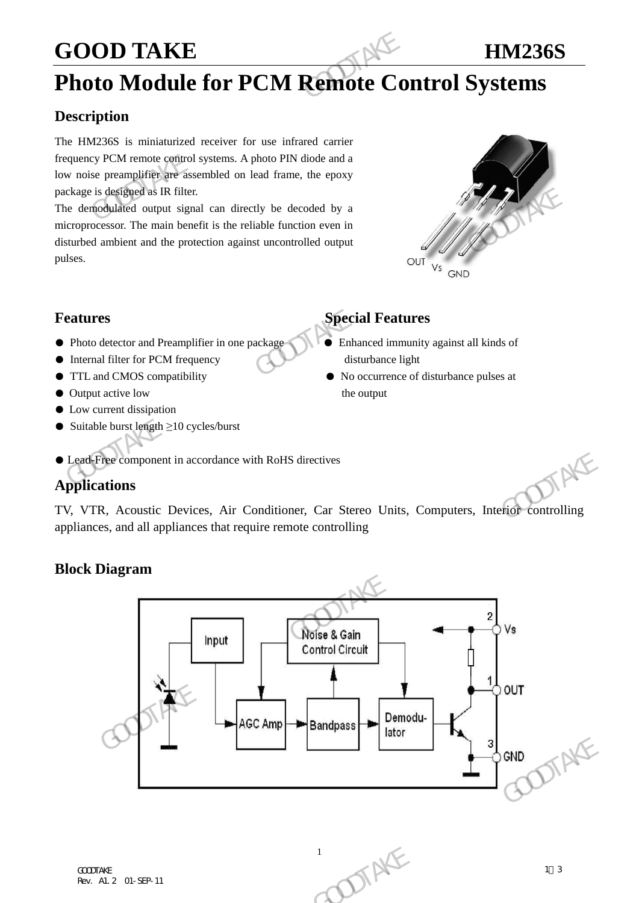# GOOD TAKE HM236S

# Photo Module for PCM Remote Control Systems

## Description

The HM236S is miniaturized receiver for use infrared carrier frequency PCM remote control systems. A photo PIN diode and a low noise preamplifier are assembled on lead frame, the epoxy package is designed as IR filter.

The demodulated output signal can directly be decoded by a microprocessor. The main benefit is the reliable function even in disturbed ambient and the protection against uncontrolled output pulses.

OUT Vs GND

## Features

- Photo detector and Preamplifier in one package
- Internal filter for PCM frequency
- TTL and CMOS compatibility
- Output active low
- Low current dissipation
- Suitable burst length ≥10 cycles/burst

## Special Features

- Enhanced immunity against all kinds of disturbance light
- No occurrence of disturbance pulses at the output

- Lead-Free component in accordance with RoHS directives

## Applications

TV, VTR, Acoustic Devices, Air Conditioner, Car Stereo Units, Computers, Interior controlling appliances, and all appliances that require remote controlling

## Block Diagram

Input, Noise & Gain Control Circuit, AGC Amp, Bandpass, Demodu-lator, 2 Vs, 1 OUT, 3 GND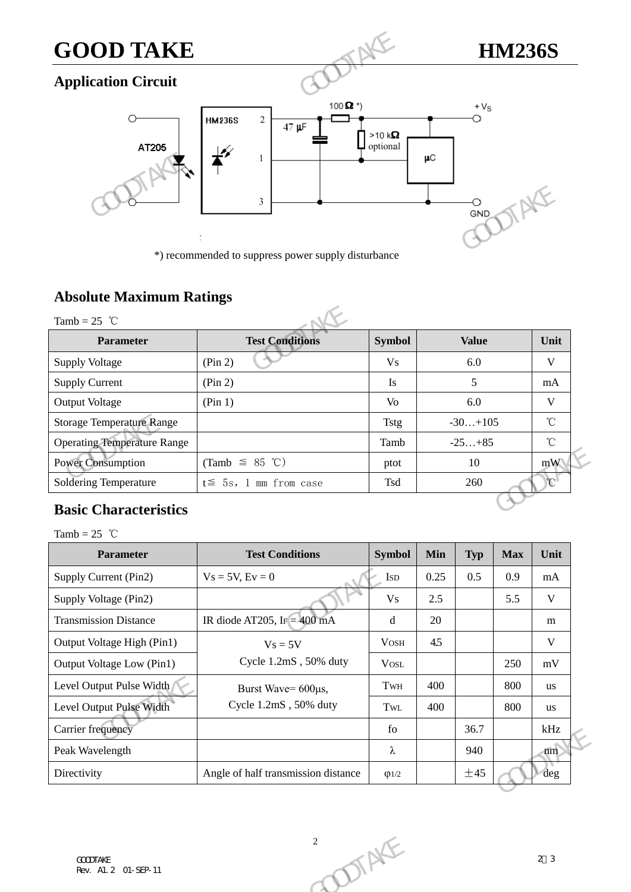## Application Circuit

*) recommended to suppress power supply disturbance

## Absolute Maximum Ratings

Tamb = 25 ℃

| Parameter | Test Conditions | Symbol | Value | Unit |
|---|---|---|---|---|
| Supply Voltage | (Pin 2) | Vs | 6.0 | V |
| Supply Current | (Pin 2) | Is | 5 | mA |
| Output Voltage | (Pin 1) | Vo | 6.0 | V |
| Storage Temperature Range | | Tstg | -30…+105 | ℃ |
| Operating Temperature Range | | Tamb | -25…+85 | ℃ |
| Power Consumption | (Tamb ≦ 85 ℃) | ptot | 10 | mW |
| Soldering Temperature | t≦ 5s, 1 mm from case | Tsd | 260 | ℃ |

## Basic Characteristics

Tamb = 25 ℃

| Parameter | Test Conditions | Symbol | Min | Typ | Max | Unit |
|---|---|---|---|---|---|---|
| Supply Current (Pin2) | Vs = 5V, Ev = 0 | $I_{SD}$ | 0.25 | 0.5 | 0.9 | mA |
| Supply Voltage (Pin2) | | Vs | 2.5 | | 5.5 | V |
| Transmission Distance | IR diode AT205, $I_F$ = 400 mA | d | 20 | | | m |
| Output Voltage High (Pin1) | Vs = 5V Cycle 1.2mS , 50% duty | $V_{OSH}$ | 4.5 | | | V |
| Output Voltage Low (Pin1) | | $V_{OSL}$ | | | 250 | mV |
| Level Output Pulse Width | Burst Wave= 600μs, Cycle 1.2mS , 50% duty | $T_{WH}$ | 400 | | 800 | us |
| Level Output Pulse Width | | $T_{WL}$ | 400 | | 800 | us |
| Carrier frequency | | fo | | 36.7 | | kHz |
| Peak Wavelength | | λ | | 940 | | nm |
| Directivity | Angle of half transmission distance | $\varphi_{1/2}$ | | ±45 | | deg |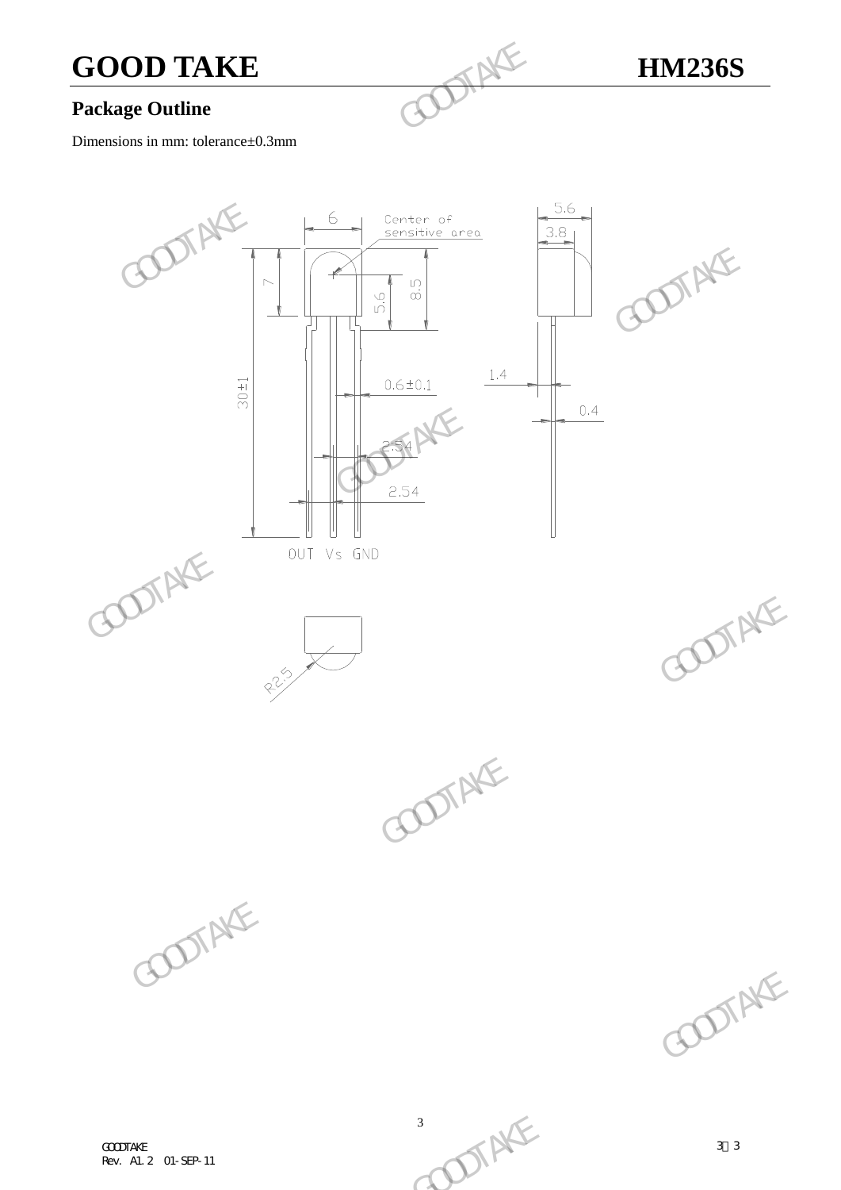## Package Outline

Dimensions in mm: tolerance±0.3mm

6

Center of sensitive area

5.6

3.8

7

5.6

8.5

30±1

0.6±0.1

1.4

0.4

2.54

2.54

OUT Vs GND

R2.5